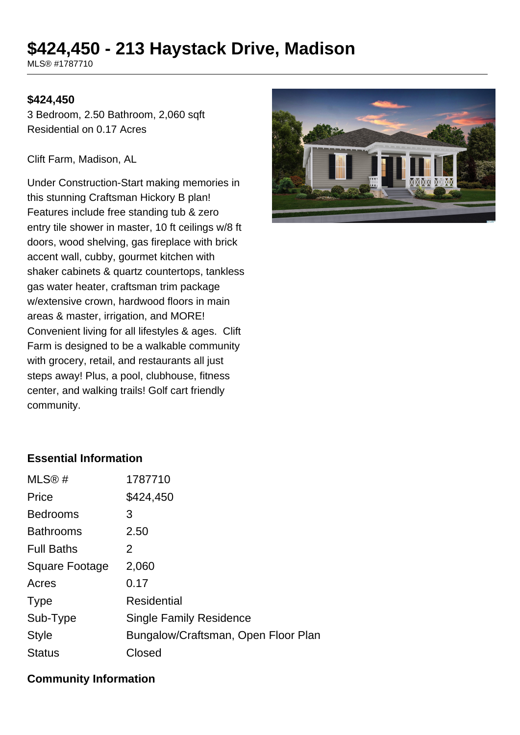# $424,450 - 213 Haystack Drive, Madison

MLS® #1787710

**$424,450**

3 Bedroom, 2.50 Bathroom, 2,060 sqft
Residential on 0.17 Acres

Clift Farm, Madison, AL

Under Construction-Start making memories in this stunning Craftsman Hickory B plan! Features include free standing tub & zero entry tile shower in master, 10 ft ceilings w/8 ft doors, wood shelving, gas fireplace with brick accent wall, cubby, gourmet kitchen with shaker cabinets & quartz countertops, tankless gas water heater, craftsman trim package w/extensive crown, hardwood floors in main areas & master, irrigation, and MORE! Convenient living for all lifestyles & ages. Clift Farm is designed to be a walkable community with grocery, retail, and restaurants all just steps away! Plus, a pool, clubhouse, fitness center, and walking trails! Golf cart friendly community.

### Essential Information

| | |
|---|---|
| MLS® # | 1787710 |
| Price | $424,450 |
| Bedrooms | 3 |
| Bathrooms | 2.50 |
| Full Baths | 2 |
| Square Footage | 2,060 |
| Acres | 0.17 |
| Type | Residential |
| Sub-Type | Single Family Residence |
| Style | Bungalow/Craftsman, Open Floor Plan |
| Status | Closed |

### Community Information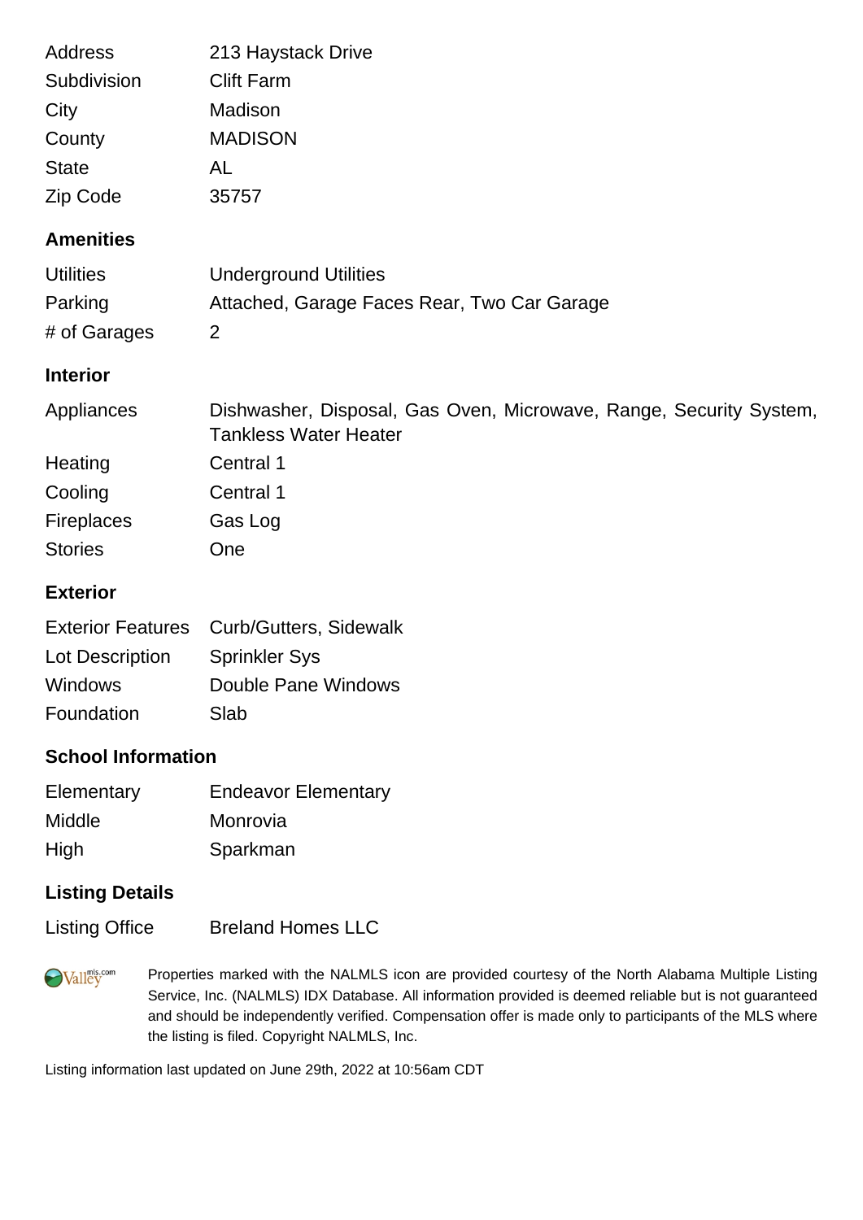| | |
|---|---|
| Address | 213 Haystack Drive |
| Subdivision | Clift Farm |
| City | Madison |
| County | MADISON |
| State | AL |
| Zip Code | 35757 |

### Amenities

| | |
|---|---|
| Utilities | Underground Utilities |
| Parking | Attached, Garage Faces Rear, Two Car Garage |
| # of Garages | 2 |

### Interior

| | |
|---|---|
| Appliances | Dishwasher, Disposal, Gas Oven, Microwave, Range, Security System, Tankless Water Heater |
| Heating | Central 1 |
| Cooling | Central 1 |
| Fireplaces | Gas Log |
| Stories | One |

### Exterior

| | |
|---|---|
| Exterior Features | Curb/Gutters, Sidewalk |
| Lot Description | Sprinkler Sys |
| Windows | Double Pane Windows |
| Foundation | Slab |

### School Information

| | |
|---|---|
| Elementary | Endeavor Elementary |
| Middle | Monrovia |
| High | Sparkman |

### Listing Details

| | |
|---|---|
| Listing Office | Breland Homes LLC |

Properties marked with the NALMLS icon are provided courtesy of the North Alabama Multiple Listing Service, Inc. (NALMLS) IDX Database. All information provided is deemed reliable but is not guaranteed and should be independently verified. Compensation offer is made only to participants of the MLS where the listing is filed. Copyright NALMLS, Inc.

Listing information last updated on June 29th, 2022 at 10:56am CDT